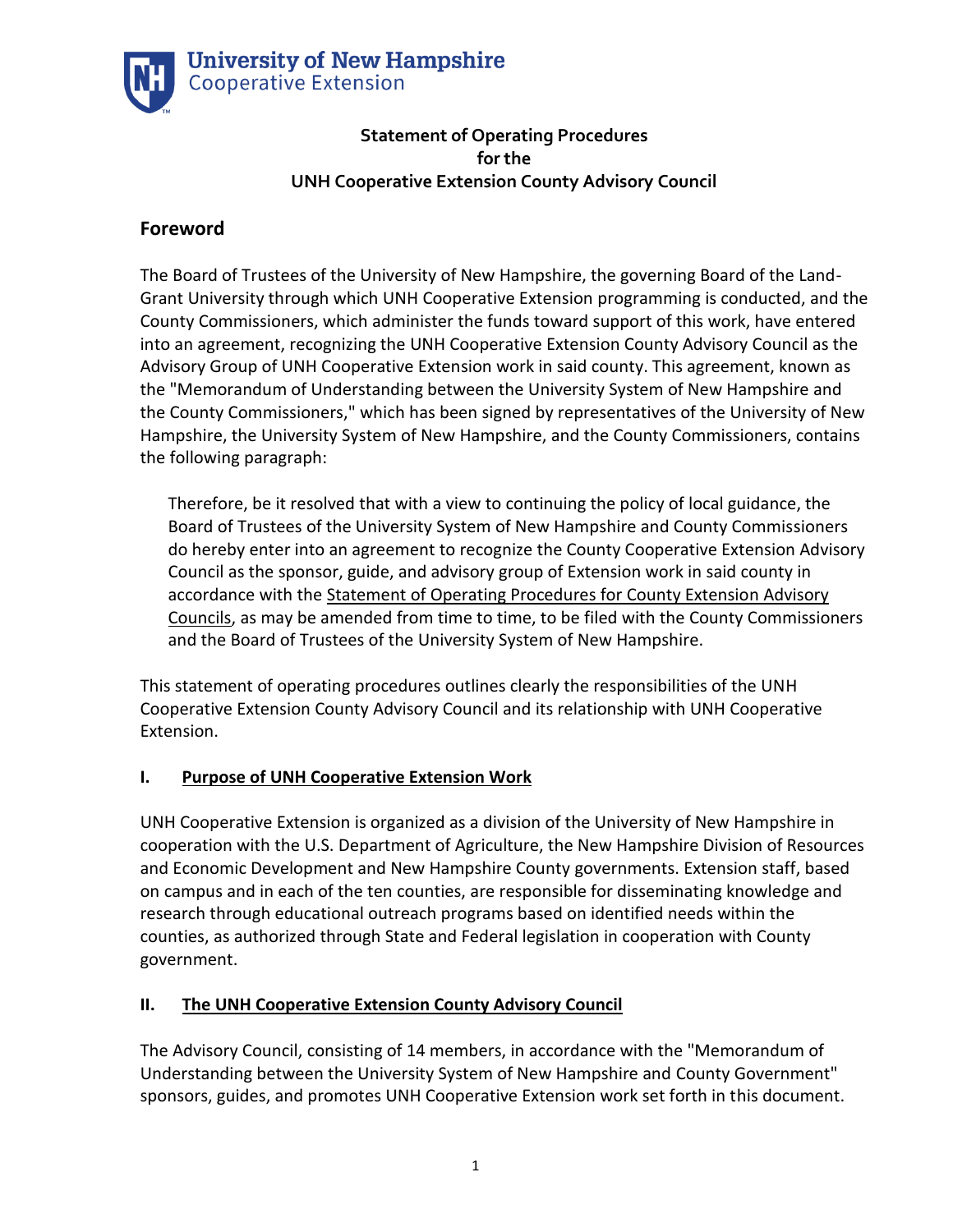University of New Hampshire
Cooperative Extension

**Statement of Operating Procedures**
**for the**
**UNH Cooperative Extension County Advisory Council**

## Foreword

The Board of Trustees of the University of New Hampshire, the governing Board of the Land-Grant University through which UNH Cooperative Extension programming is conducted, and the County Commissioners, which administer the funds toward support of this work, have entered into an agreement, recognizing the UNH Cooperative Extension County Advisory Council as the Advisory Group of UNH Cooperative Extension work in said county. This agreement, known as the "Memorandum of Understanding between the University System of New Hampshire and the County Commissioners," which has been signed by representatives of the University of New Hampshire, the University System of New Hampshire, and the County Commissioners, contains the following paragraph:

> Therefore, be it resolved that with a view to continuing the policy of local guidance, the Board of Trustees of the University System of New Hampshire and County Commissioners do hereby enter into an agreement to recognize the County Cooperative Extension Advisory Council as the sponsor, guide, and advisory group of Extension work in said county in accordance with the Statement of Operating Procedures for County Extension Advisory Councils, as may be amended from time to time, to be filed with the County Commissioners and the Board of Trustees of the University System of New Hampshire.

This statement of operating procedures outlines clearly the responsibilities of the UNH Cooperative Extension County Advisory Council and its relationship with UNH Cooperative Extension.

### I. Purpose of UNH Cooperative Extension Work

UNH Cooperative Extension is organized as a division of the University of New Hampshire in cooperation with the U.S. Department of Agriculture, the New Hampshire Division of Resources and Economic Development and New Hampshire County governments. Extension staff, based on campus and in each of the ten counties, are responsible for disseminating knowledge and research through educational outreach programs based on identified needs within the counties, as authorized through State and Federal legislation in cooperation with County government.

### II. The UNH Cooperative Extension County Advisory Council

The Advisory Council, consisting of 14 members, in accordance with the "Memorandum of Understanding between the University System of New Hampshire and County Government" sponsors, guides, and promotes UNH Cooperative Extension work set forth in this document.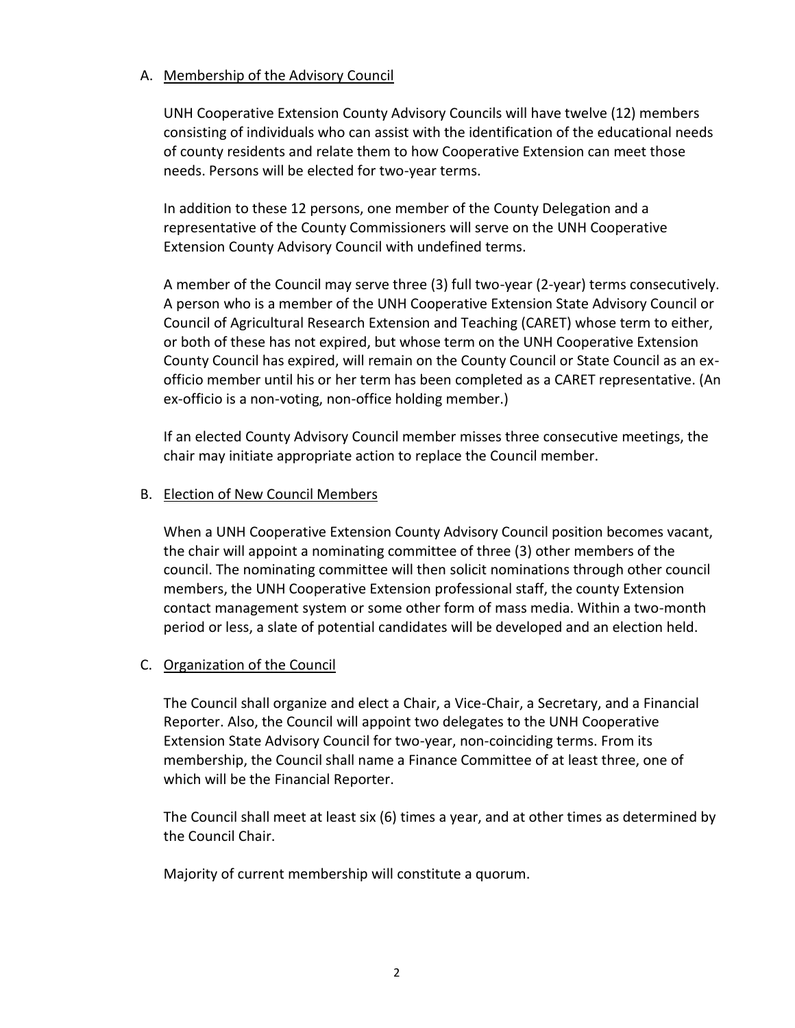A. Membership of the Advisory Council

UNH Cooperative Extension County Advisory Councils will have twelve (12) members consisting of individuals who can assist with the identification of the educational needs of county residents and relate them to how Cooperative Extension can meet those needs. Persons will be elected for two-year terms.

In addition to these 12 persons, one member of the County Delegation and a representative of the County Commissioners will serve on the UNH Cooperative Extension County Advisory Council with undefined terms.

A member of the Council may serve three (3) full two-year (2-year) terms consecutively. A person who is a member of the UNH Cooperative Extension State Advisory Council or Council of Agricultural Research Extension and Teaching (CARET) whose term to either, or both of these has not expired, but whose term on the UNH Cooperative Extension County Council has expired, will remain on the County Council or State Council as an ex-officio member until his or her term has been completed as a CARET representative. (An ex-officio is a non-voting, non-office holding member.)

If an elected County Advisory Council member misses three consecutive meetings, the chair may initiate appropriate action to replace the Council member.

B. Election of New Council Members

When a UNH Cooperative Extension County Advisory Council position becomes vacant, the chair will appoint a nominating committee of three (3) other members of the council. The nominating committee will then solicit nominations through other council members, the UNH Cooperative Extension professional staff, the county Extension contact management system or some other form of mass media. Within a two-month period or less, a slate of potential candidates will be developed and an election held.

C. Organization of the Council

The Council shall organize and elect a Chair, a Vice-Chair, a Secretary, and a Financial Reporter. Also, the Council will appoint two delegates to the UNH Cooperative Extension State Advisory Council for two-year, non-coinciding terms. From its membership, the Council shall name a Finance Committee of at least three, one of which will be the Financial Reporter.

The Council shall meet at least six (6) times a year, and at other times as determined by the Council Chair.

Majority of current membership will constitute a quorum.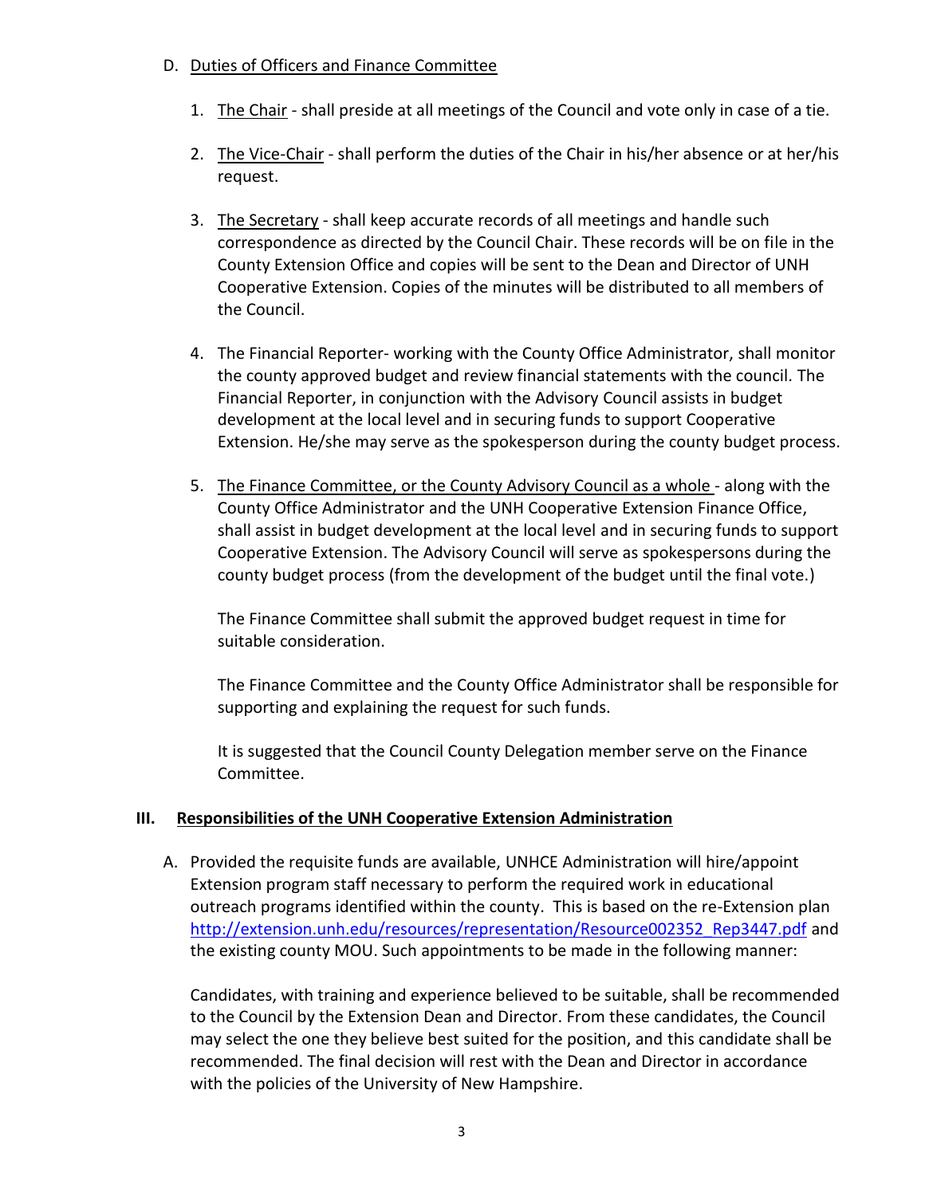D. Duties of Officers and Finance Committee

1. The Chair - shall preside at all meetings of the Council and vote only in case of a tie.

2. The Vice-Chair - shall perform the duties of the Chair in his/her absence or at her/his request.

3. The Secretary - shall keep accurate records of all meetings and handle such correspondence as directed by the Council Chair. These records will be on file in the County Extension Office and copies will be sent to the Dean and Director of UNH Cooperative Extension. Copies of the minutes will be distributed to all members of the Council.

4. The Financial Reporter- working with the County Office Administrator, shall monitor the county approved budget and review financial statements with the council. The Financial Reporter, in conjunction with the Advisory Council assists in budget development at the local level and in securing funds to support Cooperative Extension. He/she may serve as the spokesperson during the county budget process.

5. The Finance Committee, or the County Advisory Council as a whole - along with the County Office Administrator and the UNH Cooperative Extension Finance Office, shall assist in budget development at the local level and in securing funds to support Cooperative Extension. The Advisory Council will serve as spokespersons during the county budget process (from the development of the budget until the final vote.)

   The Finance Committee shall submit the approved budget request in time for suitable consideration.

   The Finance Committee and the County Office Administrator shall be responsible for supporting and explaining the request for such funds.

   It is suggested that the Council County Delegation member serve on the Finance Committee.

## III. Responsibilities of the UNH Cooperative Extension Administration

A. Provided the requisite funds are available, UNHCE Administration will hire/appoint Extension program staff necessary to perform the required work in educational outreach programs identified within the county. This is based on the re-Extension plan http://extension.unh.edu/resources/representation/Resource002352_Rep3447.pdf and the existing county MOU. Such appointments to be made in the following manner:

   Candidates, with training and experience believed to be suitable, shall be recommended to the Council by the Extension Dean and Director. From these candidates, the Council may select the one they believe best suited for the position, and this candidate shall be recommended. The final decision will rest with the Dean and Director in accordance with the policies of the University of New Hampshire.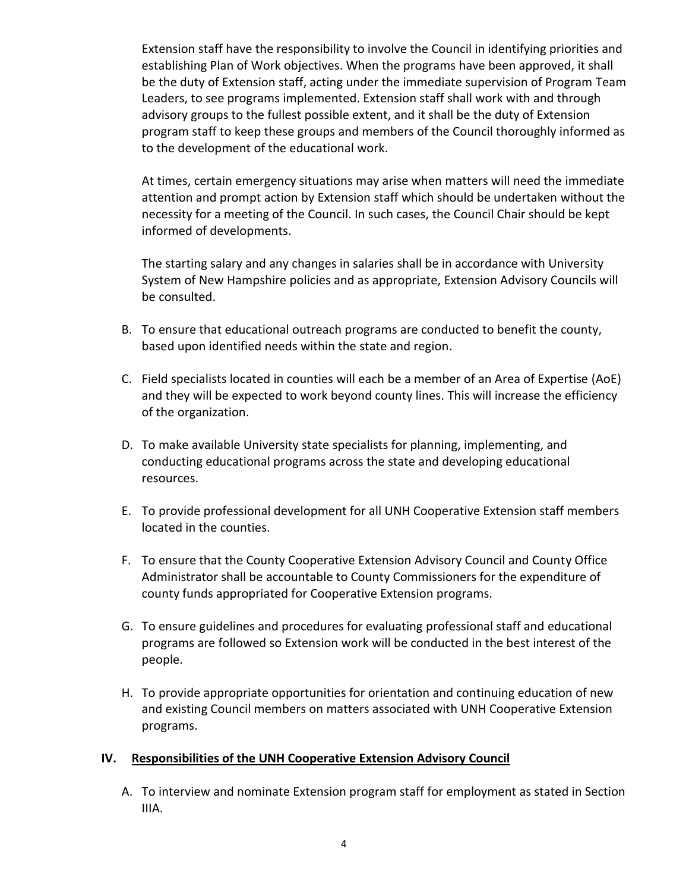Extension staff have the responsibility to involve the Council in identifying priorities and establishing Plan of Work objectives. When the programs have been approved, it shall be the duty of Extension staff, acting under the immediate supervision of Program Team Leaders, to see programs implemented. Extension staff shall work with and through advisory groups to the fullest possible extent, and it shall be the duty of Extension program staff to keep these groups and members of the Council thoroughly informed as to the development of the educational work.

At times, certain emergency situations may arise when matters will need the immediate attention and prompt action by Extension staff which should be undertaken without the necessity for a meeting of the Council. In such cases, the Council Chair should be kept informed of developments.

The starting salary and any changes in salaries shall be in accordance with University System of New Hampshire policies and as appropriate, Extension Advisory Councils will be consulted.

B. To ensure that educational outreach programs are conducted to benefit the county, based upon identified needs within the state and region.

C. Field specialists located in counties will each be a member of an Area of Expertise (AoE) and they will be expected to work beyond county lines. This will increase the efficiency of the organization.

D. To make available University state specialists for planning, implementing, and conducting educational programs across the state and developing educational resources.

E. To provide professional development for all UNH Cooperative Extension staff members located in the counties.

F. To ensure that the County Cooperative Extension Advisory Council and County Office Administrator shall be accountable to County Commissioners for the expenditure of county funds appropriated for Cooperative Extension programs.

G. To ensure guidelines and procedures for evaluating professional staff and educational programs are followed so Extension work will be conducted in the best interest of the people.

H. To provide appropriate opportunities for orientation and continuing education of new and existing Council members on matters associated with UNH Cooperative Extension programs.

## IV. Responsibilities of the UNH Cooperative Extension Advisory Council

A. To interview and nominate Extension program staff for employment as stated in Section IIIA.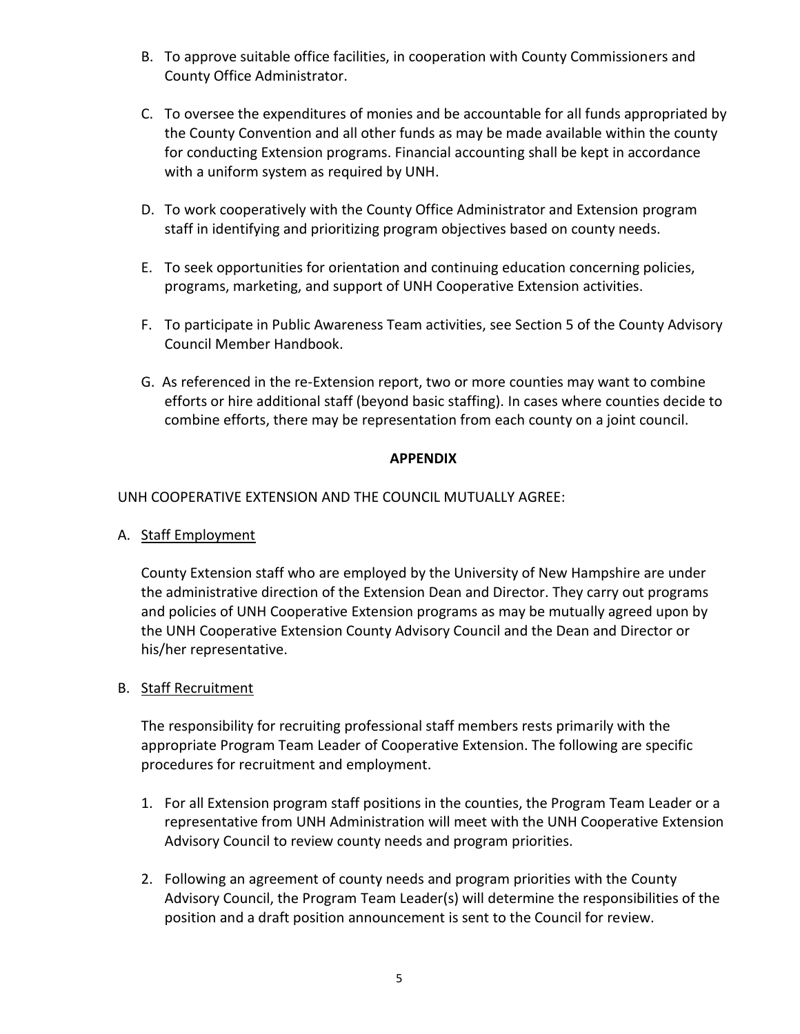B. To approve suitable office facilities, in cooperation with County Commissioners and County Office Administrator.

C. To oversee the expenditures of monies and be accountable for all funds appropriated by the County Convention and all other funds as may be made available within the county for conducting Extension programs. Financial accounting shall be kept in accordance with a uniform system as required by UNH.

D. To work cooperatively with the County Office Administrator and Extension program staff in identifying and prioritizing program objectives based on county needs.

E. To seek opportunities for orientation and continuing education concerning policies, programs, marketing, and support of UNH Cooperative Extension activities.

F. To participate in Public Awareness Team activities, see Section 5 of the County Advisory Council Member Handbook.

G. As referenced in the re-Extension report, two or more counties may want to combine efforts or hire additional staff (beyond basic staffing). In cases where counties decide to combine efforts, there may be representation from each county on a joint council.

## APPENDIX

UNH COOPERATIVE EXTENSION AND THE COUNCIL MUTUALLY AGREE:

A. Staff Employment

County Extension staff who are employed by the University of New Hampshire are under the administrative direction of the Extension Dean and Director. They carry out programs and policies of UNH Cooperative Extension programs as may be mutually agreed upon by the UNH Cooperative Extension County Advisory Council and the Dean and Director or his/her representative.

B. Staff Recruitment

The responsibility for recruiting professional staff members rests primarily with the appropriate Program Team Leader of Cooperative Extension. The following are specific procedures for recruitment and employment.

1. For all Extension program staff positions in the counties, the Program Team Leader or a representative from UNH Administration will meet with the UNH Cooperative Extension Advisory Council to review county needs and program priorities.
2. Following an agreement of county needs and program priorities with the County Advisory Council, the Program Team Leader(s) will determine the responsibilities of the position and a draft position announcement is sent to the Council for review.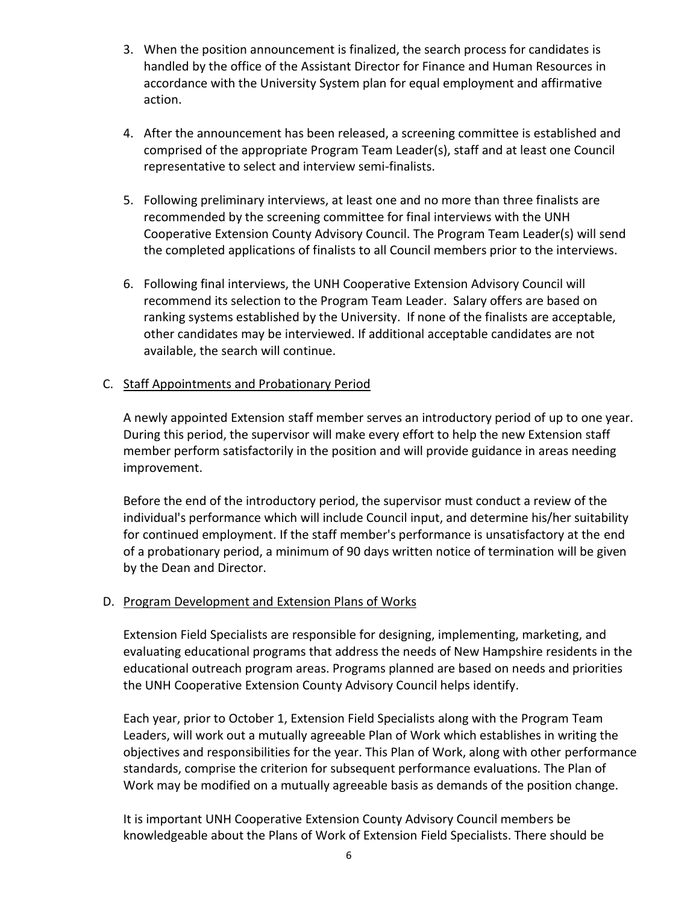3. When the position announcement is finalized, the search process for candidates is handled by the office of the Assistant Director for Finance and Human Resources in accordance with the University System plan for equal employment and affirmative action.

4. After the announcement has been released, a screening committee is established and comprised of the appropriate Program Team Leader(s), staff and at least one Council representative to select and interview semi-finalists.

5. Following preliminary interviews, at least one and no more than three finalists are recommended by the screening committee for final interviews with the UNH Cooperative Extension County Advisory Council. The Program Team Leader(s) will send the completed applications of finalists to all Council members prior to the interviews.

6. Following final interviews, the UNH Cooperative Extension Advisory Council will recommend its selection to the Program Team Leader. Salary offers are based on ranking systems established by the University. If none of the finalists are acceptable, other candidates may be interviewed. If additional acceptable candidates are not available, the search will continue.

C. Staff Appointments and Probationary Period

A newly appointed Extension staff member serves an introductory period of up to one year. During this period, the supervisor will make every effort to help the new Extension staff member perform satisfactorily in the position and will provide guidance in areas needing improvement.

Before the end of the introductory period, the supervisor must conduct a review of the individual's performance which will include Council input, and determine his/her suitability for continued employment. If the staff member's performance is unsatisfactory at the end of a probationary period, a minimum of 90 days written notice of termination will be given by the Dean and Director.

D. Program Development and Extension Plans of Works

Extension Field Specialists are responsible for designing, implementing, marketing, and evaluating educational programs that address the needs of New Hampshire residents in the educational outreach program areas. Programs planned are based on needs and priorities the UNH Cooperative Extension County Advisory Council helps identify.

Each year, prior to October 1, Extension Field Specialists along with the Program Team Leaders, will work out a mutually agreeable Plan of Work which establishes in writing the objectives and responsibilities for the year. This Plan of Work, along with other performance standards, comprise the criterion for subsequent performance evaluations. The Plan of Work may be modified on a mutually agreeable basis as demands of the position change.

It is important UNH Cooperative Extension County Advisory Council members be knowledgeable about the Plans of Work of Extension Field Specialists. There should be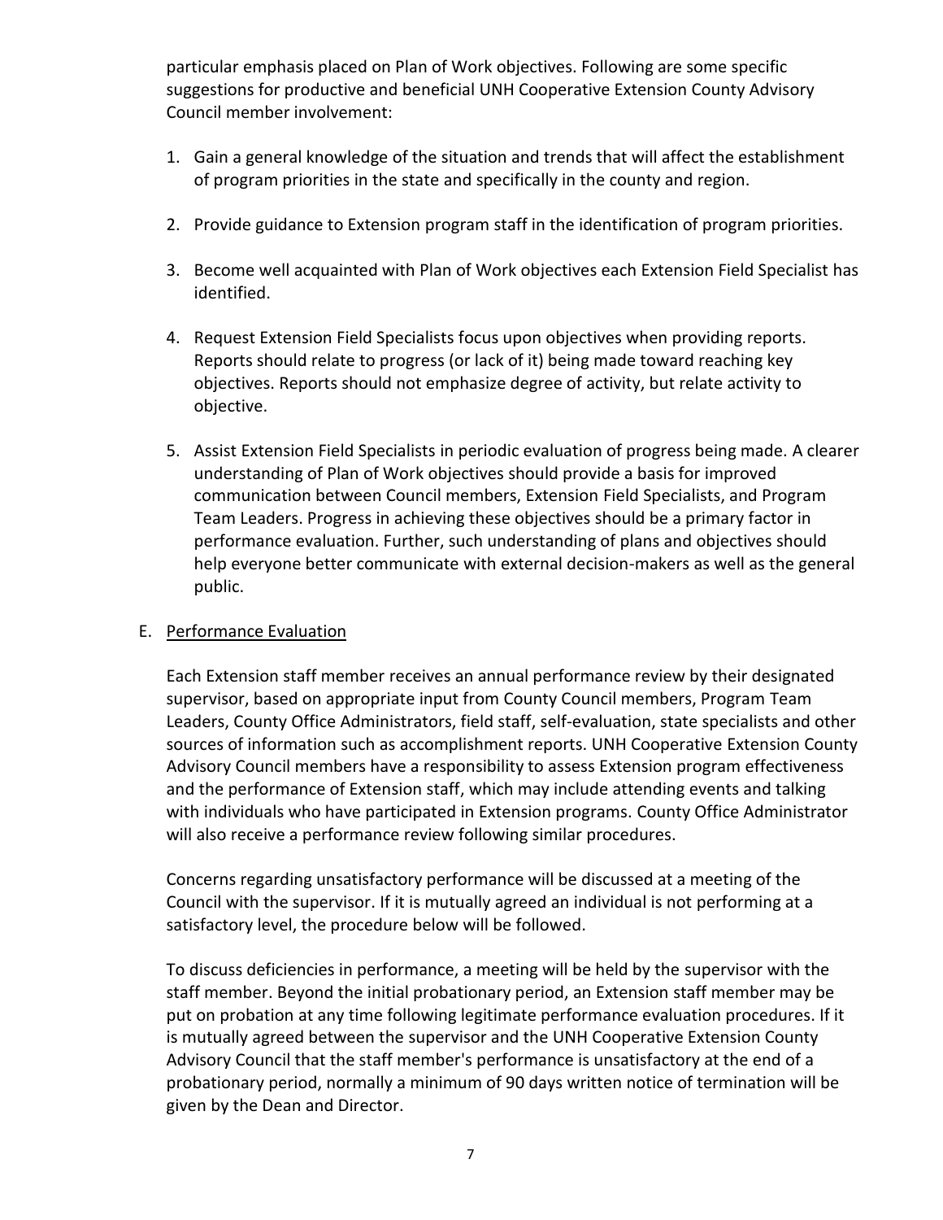particular emphasis placed on Plan of Work objectives. Following are some specific suggestions for productive and beneficial UNH Cooperative Extension County Advisory Council member involvement:

1. Gain a general knowledge of the situation and trends that will affect the establishment of program priorities in the state and specifically in the county and region.

2. Provide guidance to Extension program staff in the identification of program priorities.

3. Become well acquainted with Plan of Work objectives each Extension Field Specialist has identified.

4. Request Extension Field Specialists focus upon objectives when providing reports. Reports should relate to progress (or lack of it) being made toward reaching key objectives. Reports should not emphasize degree of activity, but relate activity to objective.

5. Assist Extension Field Specialists in periodic evaluation of progress being made. A clearer understanding of Plan of Work objectives should provide a basis for improved communication between Council members, Extension Field Specialists, and Program Team Leaders. Progress in achieving these objectives should be a primary factor in performance evaluation. Further, such understanding of plans and objectives should help everyone better communicate with external decision-makers as well as the general public.

E. Performance Evaluation

Each Extension staff member receives an annual performance review by their designated supervisor, based on appropriate input from County Council members, Program Team Leaders, County Office Administrators, field staff, self-evaluation, state specialists and other sources of information such as accomplishment reports. UNH Cooperative Extension County Advisory Council members have a responsibility to assess Extension program effectiveness and the performance of Extension staff, which may include attending events and talking with individuals who have participated in Extension programs. County Office Administrator will also receive a performance review following similar procedures.

Concerns regarding unsatisfactory performance will be discussed at a meeting of the Council with the supervisor. If it is mutually agreed an individual is not performing at a satisfactory level, the procedure below will be followed.

To discuss deficiencies in performance, a meeting will be held by the supervisor with the staff member. Beyond the initial probationary period, an Extension staff member may be put on probation at any time following legitimate performance evaluation procedures. If it is mutually agreed between the supervisor and the UNH Cooperative Extension County Advisory Council that the staff member's performance is unsatisfactory at the end of a probationary period, normally a minimum of 90 days written notice of termination will be given by the Dean and Director.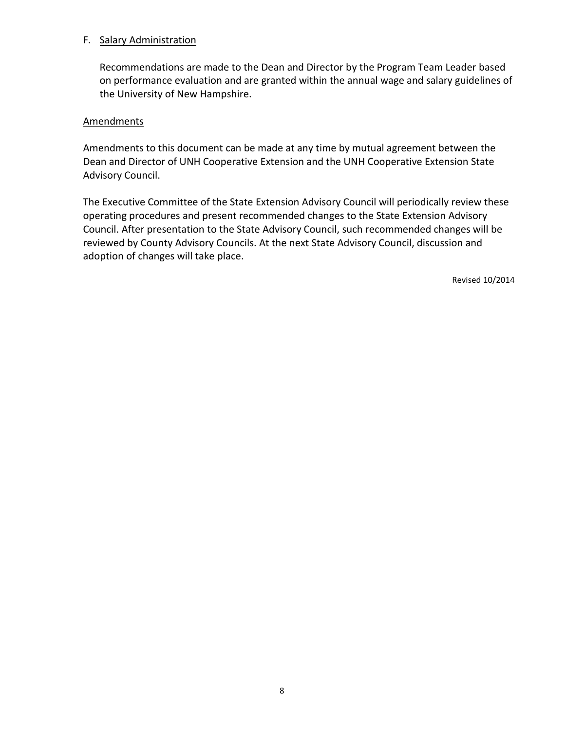F. Salary Administration

Recommendations are made to the Dean and Director by the Program Team Leader based on performance evaluation and are granted within the annual wage and salary guidelines of the University of New Hampshire.

## Amendments

Amendments to this document can be made at any time by mutual agreement between the Dean and Director of UNH Cooperative Extension and the UNH Cooperative Extension State Advisory Council.

The Executive Committee of the State Extension Advisory Council will periodically review these operating procedures and present recommended changes to the State Extension Advisory Council. After presentation to the State Advisory Council, such recommended changes will be reviewed by County Advisory Councils. At the next State Advisory Council, discussion and adoption of changes will take place.

Revised 10/2014